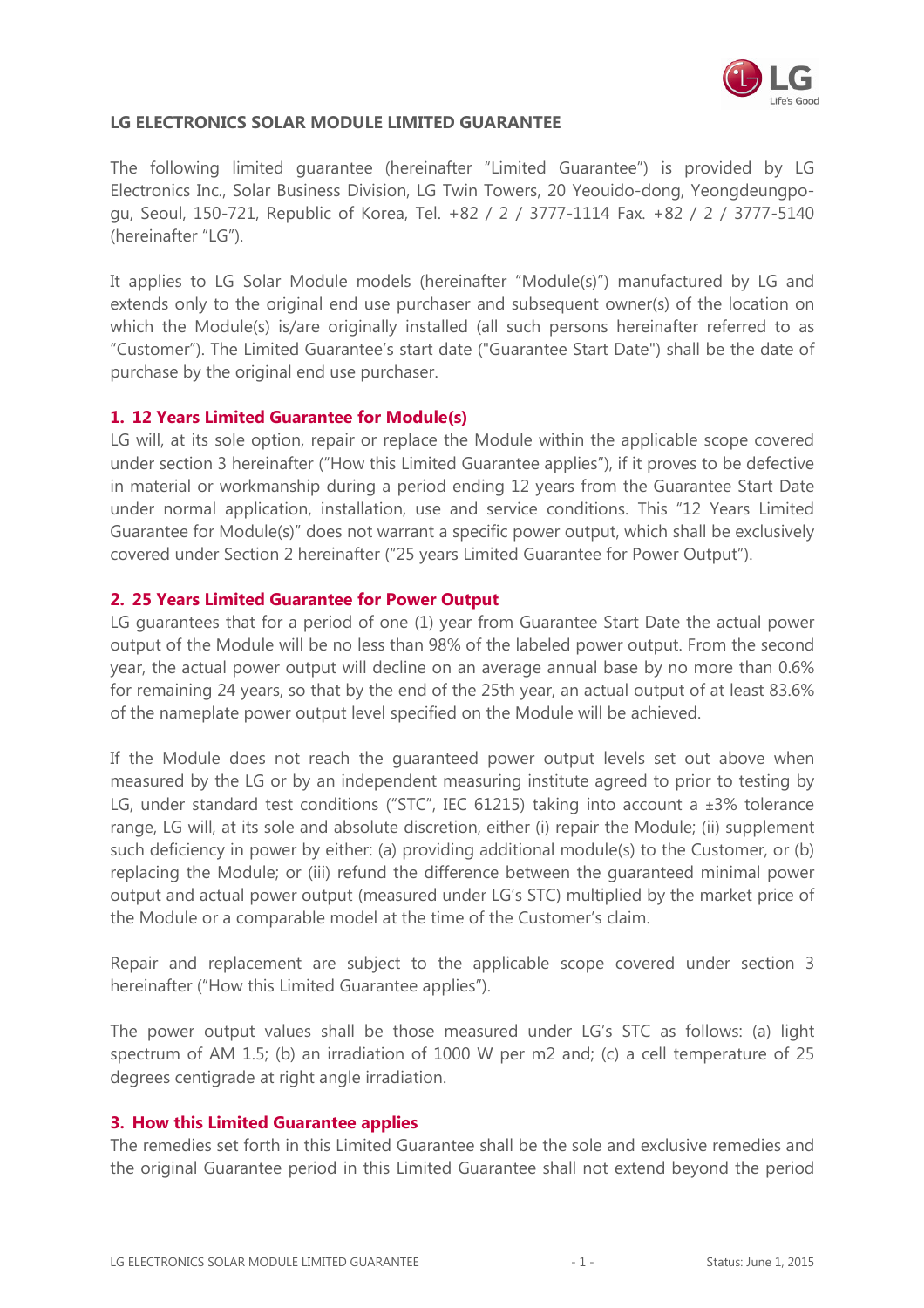# LG ELECTRONICS SOLAR MODULE LIMITED GUARANTEE

The following limited guarantee (hereinafter "Limited Guarantee") is provided by LG Electronics Inc., Solar Business Division, LG Twin Towers, 20 Yeouido-dong, Yeongdeungpo-gu, Seoul, 150-721, Republic of Korea, Tel. +82 / 2 / 3777-1114 Fax. +82 / 2 / 3777-5140 (hereinafter "LG").

It applies to LG Solar Module models (hereinafter "Module(s)") manufactured by LG and extends only to the original end use purchaser and subsequent owner(s) of the location on which the Module(s) is/are originally installed (all such persons hereinafter referred to as "Customer"). The Limited Guarantee's start date ("Guarantee Start Date") shall be the date of purchase by the original end use purchaser.

## 1. 12 Years Limited Guarantee for Module(s)

LG will, at its sole option, repair or replace the Module within the applicable scope covered under section 3 hereinafter ("How this Limited Guarantee applies"), if it proves to be defective in material or workmanship during a period ending 12 years from the Guarantee Start Date under normal application, installation, use and service conditions. This "12 Years Limited Guarantee for Module(s)" does not warrant a specific power output, which shall be exclusively covered under Section 2 hereinafter ("25 years Limited Guarantee for Power Output").

## 2. 25 Years Limited Guarantee for Power Output

LG guarantees that for a period of one (1) year from Guarantee Start Date the actual power output of the Module will be no less than 98% of the labeled power output. From the second year, the actual power output will decline on an average annual base by no more than 0.6% for remaining 24 years, so that by the end of the 25th year, an actual output of at least 83.6% of the nameplate power output level specified on the Module will be achieved.

If the Module does not reach the guaranteed power output levels set out above when measured by the LG or by an independent measuring institute agreed to prior to testing by LG, under standard test conditions ("STC", IEC 61215) taking into account a ±3% tolerance range, LG will, at its sole and absolute discretion, either (i) repair the Module; (ii) supplement such deficiency in power by either: (a) providing additional module(s) to the Customer, or (b) replacing the Module; or (iii) refund the difference between the guaranteed minimal power output and actual power output (measured under LG's STC) multiplied by the market price of the Module or a comparable model at the time of the Customer's claim.

Repair and replacement are subject to the applicable scope covered under section 3 hereinafter ("How this Limited Guarantee applies").

The power output values shall be those measured under LG's STC as follows: (a) light spectrum of AM 1.5; (b) an irradiation of 1000 W per m2 and; (c) a cell temperature of 25 degrees centigrade at right angle irradiation.

## 3. How this Limited Guarantee applies

The remedies set forth in this Limited Guarantee shall be the sole and exclusive remedies and the original Guarantee period in this Limited Guarantee shall not extend beyond the period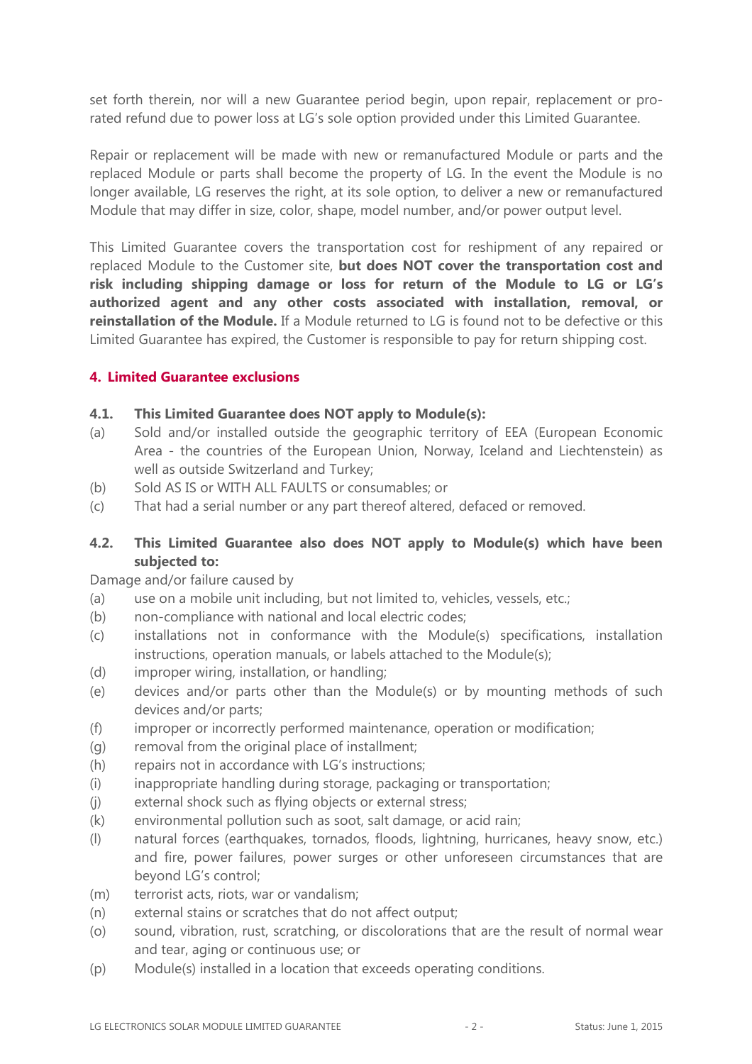set forth therein, nor will a new Guarantee period begin, upon repair, replacement or pro-rated refund due to power loss at LG's sole option provided under this Limited Guarantee.

Repair or replacement will be made with new or remanufactured Module or parts and the replaced Module or parts shall become the property of LG. In the event the Module is no longer available, LG reserves the right, at its sole option, to deliver a new or remanufactured Module that may differ in size, color, shape, model number, and/or power output level.

This Limited Guarantee covers the transportation cost for reshipment of any repaired or replaced Module to the Customer site, **but does NOT cover the transportation cost and risk including shipping damage or loss for return of the Module to LG or LG's authorized agent and any other costs associated with installation, removal, or reinstallation of the Module.** If a Module returned to LG is found not to be defective or this Limited Guarantee has expired, the Customer is responsible to pay for return shipping cost.

## 4. Limited Guarantee exclusions

**4.1. This Limited Guarantee does NOT apply to Module(s):**

(a) Sold and/or installed outside the geographic territory of EEA (European Economic Area - the countries of the European Union, Norway, Iceland and Liechtenstein) as well as outside Switzerland and Turkey;

(b) Sold AS IS or WITH ALL FAULTS or consumables; or

(c) That had a serial number or any part thereof altered, defaced or removed.

**4.2. This Limited Guarantee also does NOT apply to Module(s) which have been subjected to:**

Damage and/or failure caused by

(a) use on a mobile unit including, but not limited to, vehicles, vessels, etc.;

(b) non-compliance with national and local electric codes;

(c) installations not in conformance with the Module(s) specifications, installation instructions, operation manuals, or labels attached to the Module(s);

(d) improper wiring, installation, or handling;

(e) devices and/or parts other than the Module(s) or by mounting methods of such devices and/or parts;

(f) improper or incorrectly performed maintenance, operation or modification;

(g) removal from the original place of installment;

(h) repairs not in accordance with LG's instructions;

(i) inappropriate handling during storage, packaging or transportation;

(j) external shock such as flying objects or external stress;

(k) environmental pollution such as soot, salt damage, or acid rain;

(l) natural forces (earthquakes, tornados, floods, lightning, hurricanes, heavy snow, etc.) and fire, power failures, power surges or other unforeseen circumstances that are beyond LG's control;

(m) terrorist acts, riots, war or vandalism;

(n) external stains or scratches that do not affect output;

(o) sound, vibration, rust, scratching, or discolorations that are the result of normal wear and tear, aging or continuous use; or

(p) Module(s) installed in a location that exceeds operating conditions.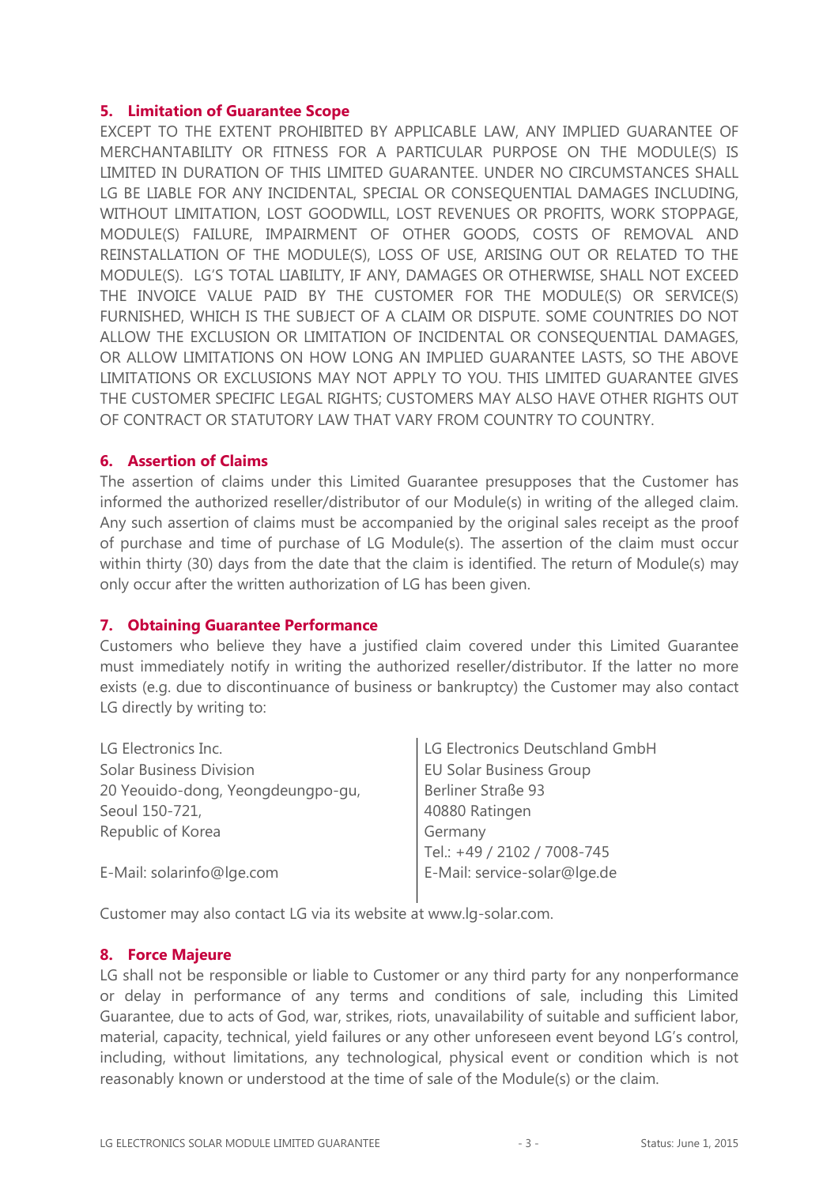## 5. Limitation of Guarantee Scope

EXCEPT TO THE EXTENT PROHIBITED BY APPLICABLE LAW, ANY IMPLIED GUARANTEE OF MERCHANTABILITY OR FITNESS FOR A PARTICULAR PURPOSE ON THE MODULE(S) IS LIMITED IN DURATION OF THIS LIMITED GUARANTEE. UNDER NO CIRCUMSTANCES SHALL LG BE LIABLE FOR ANY INCIDENTAL, SPECIAL OR CONSEQUENTIAL DAMAGES INCLUDING, WITHOUT LIMITATION, LOST GOODWILL, LOST REVENUES OR PROFITS, WORK STOPPAGE, MODULE(S) FAILURE, IMPAIRMENT OF OTHER GOODS, COSTS OF REMOVAL AND REINSTALLATION OF THE MODULE(S), LOSS OF USE, ARISING OUT OR RELATED TO THE MODULE(S). LG'S TOTAL LIABILITY, IF ANY, DAMAGES OR OTHERWISE, SHALL NOT EXCEED THE INVOICE VALUE PAID BY THE CUSTOMER FOR THE MODULE(S) OR SERVICE(S) FURNISHED, WHICH IS THE SUBJECT OF A CLAIM OR DISPUTE. SOME COUNTRIES DO NOT ALLOW THE EXCLUSION OR LIMITATION OF INCIDENTAL OR CONSEQUENTIAL DAMAGES, OR ALLOW LIMITATIONS ON HOW LONG AN IMPLIED GUARANTEE LASTS, SO THE ABOVE LIMITATIONS OR EXCLUSIONS MAY NOT APPLY TO YOU. THIS LIMITED GUARANTEE GIVES THE CUSTOMER SPECIFIC LEGAL RIGHTS; CUSTOMERS MAY ALSO HAVE OTHER RIGHTS OUT OF CONTRACT OR STATUTORY LAW THAT VARY FROM COUNTRY TO COUNTRY.

## 6. Assertion of Claims

The assertion of claims under this Limited Guarantee presupposes that the Customer has informed the authorized reseller/distributor of our Module(s) in writing of the alleged claim. Any such assertion of claims must be accompanied by the original sales receipt as the proof of purchase and time of purchase of LG Module(s). The assertion of the claim must occur within thirty (30) days from the date that the claim is identified. The return of Module(s) may only occur after the written authorization of LG has been given.

## 7. Obtaining Guarantee Performance

Customers who believe they have a justified claim covered under this Limited Guarantee must immediately notify in writing the authorized reseller/distributor. If the latter no more exists (e.g. due to discontinuance of business or bankruptcy) the Customer may also contact LG directly by writing to:

LG Electronics Inc.
Solar Business Division
20 Yeouido-dong, Yeongdeungpo-gu,
Seoul 150-721,
Republic of Korea

E-Mail: solarinfo@lge.com

LG Electronics Deutschland GmbH
EU Solar Business Group
Berliner Straße 93
40880 Ratingen
Germany
Tel.: +49 / 2102 / 7008-745
E-Mail: service-solar@lge.de

Customer may also contact LG via its website at www.lg-solar.com.

## 8. Force Majeure

LG shall not be responsible or liable to Customer or any third party for any nonperformance or delay in performance of any terms and conditions of sale, including this Limited Guarantee, due to acts of God, war, strikes, riots, unavailability of suitable and sufficient labor, material, capacity, technical, yield failures or any other unforeseen event beyond LG's control, including, without limitations, any technological, physical event or condition which is not reasonably known or understood at the time of sale of the Module(s) or the claim.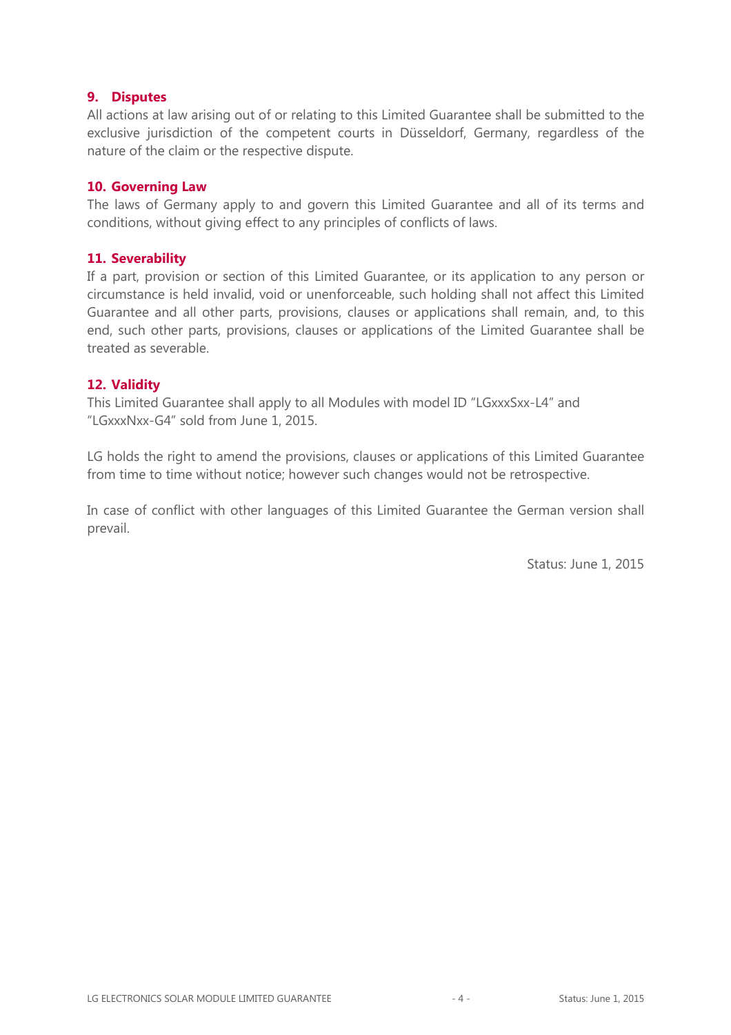## 9. Disputes

All actions at law arising out of or relating to this Limited Guarantee shall be submitted to the exclusive jurisdiction of the competent courts in Düsseldorf, Germany, regardless of the nature of the claim or the respective dispute.

## 10. Governing Law

The laws of Germany apply to and govern this Limited Guarantee and all of its terms and conditions, without giving effect to any principles of conflicts of laws.

## 11. Severability

If a part, provision or section of this Limited Guarantee, or its application to any person or circumstance is held invalid, void or unenforceable, such holding shall not affect this Limited Guarantee and all other parts, provisions, clauses or applications shall remain, and, to this end, such other parts, provisions, clauses or applications of the Limited Guarantee shall be treated as severable.

## 12. Validity

This Limited Guarantee shall apply to all Modules with model ID "LGxxxSxx-L4" and "LGxxxNxx-G4" sold from June 1, 2015.

LG holds the right to amend the provisions, clauses or applications of this Limited Guarantee from time to time without notice; however such changes would not be retrospective.

In case of conflict with other languages of this Limited Guarantee the German version shall prevail.

Status: June 1, 2015